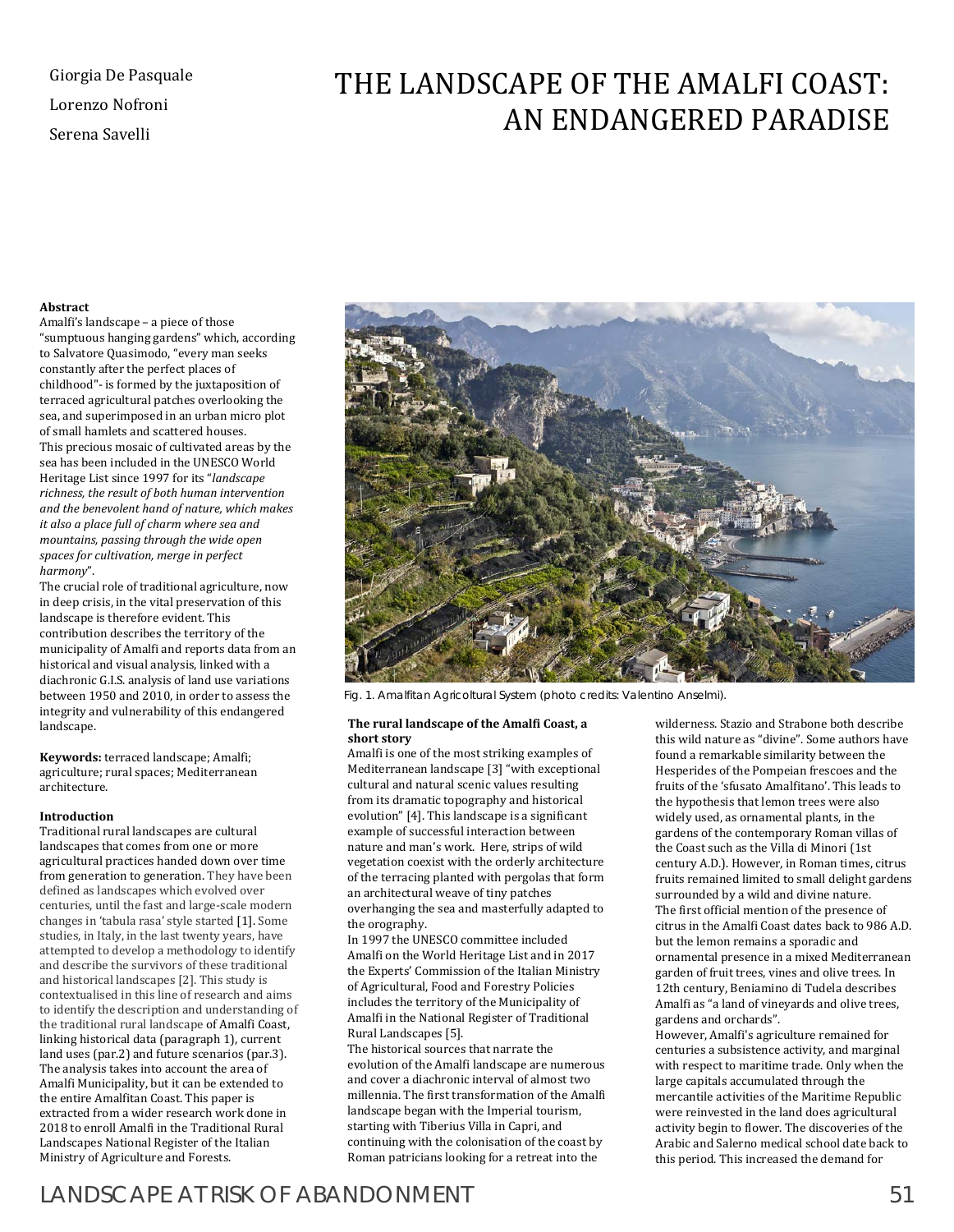Giorgia De Pasquale

Lorenzo Nofroni

Serena Savelli

# THE LANDSCAPE OF THE AMALFI COAST: AN ENDANGERED PARADISE

**Abstract**

Amalfi's landscape – a piece of those "sumptuous hanging gardens" which, according to Salvatore Quasimodo, "every man seeks constantly after the perfect places of childhood"- is formed by the juxtaposition of terraced agricultural patches overlooking the sea, and superimposed in an urban micro plot of small hamlets and scattered houses.

This precious mosaic of cultivated areas by the sea has been included in the UNESCO World Heritage List since 1997 for its "*landscape richness, the result of both human intervention and the benevolent hand of nature, which makes it also a place full of charm where sea and mountains, passing through the wide open spaces for cultivation, merge in perfect harmony*".

The crucial role of traditional agriculture, now in deep crisis, in the vital preservation of this landscape is therefore evident. This contribution describes the territory of the municipality of Amalfi and reports data from an historical and visual analysis, linked with a diachronic G.I.S. analysis of land use variations between 1950 and 2010, in order to assess the integrity and vulnerability of this endangered landscape.

**Keywords:** terraced landscape; Amalfi; agriculture; rural spaces; Mediterranean architecture.

**Introduction**

Traditional rural landscapes are cultural landscapes that comes from one or more agricultural practices handed down over time from generation to generation. They have been defined as landscapes which evolved over centuries, until the fast and large-scale modern changes in 'tabula rasa' style started [1]. Some studies, in Italy, in the last twenty years, have attempted to develop a methodology to identify and describe the survivors of these traditional and historical landscapes [2]. This study is contextualised in this line of research and aims to identify the description and understanding of the traditional rural landscape of Amalfi Coast, linking historical data (paragraph 1), current land uses (par.2) and future scenarios (par.3). The analysis takes into account the area of Amalfi Municipality, but it can be extended to the entire Amalfitan Coast. This paper is extracted from a wider research work done in 2018 to enroll Amalfi in the Traditional Rural Landscapes National Register of the Italian Ministry of Agriculture and Forests.

Fig. 1. Amalfitan Agricoltural System (photo credits: Valentino Anselmi).

**The rural landscape of the Amalfi Coast, a short story**

Amalfi is one of the most striking examples of Mediterranean landscape [3] "with exceptional cultural and natural scenic values resulting from its dramatic topography and historical evolution" [4]. This landscape is a significant example of successful interaction between nature and man's work. Here, strips of wild vegetation coexist with the orderly architecture of the terracing planted with pergolas that form an architectural weave of tiny patches overhanging the sea and masterfully adapted to the orography.

In 1997 the UNESCO committee included Amalfi on the World Heritage List and in 2017 the Experts' Commission of the Italian Ministry of Agricultural, Food and Forestry Policies includes the territory of the Municipality of Amalfi in the National Register of Traditional Rural Landscapes [5].

The historical sources that narrate the evolution of the Amalfi landscape are numerous and cover a diachronic interval of almost two millennia. The first transformation of the Amalfi landscape began with the Imperial tourism, starting with Tiberius Villa in Capri, and continuing with the colonisation of the coast by Roman patricians looking for a retreat into the wilderness. Stazio and Strabone both describe this wild nature as "divine". Some authors have found a remarkable similarity between the Hesperides of the Pompeian frescoes and the fruits of the 'sfusato Amalfitano'. This leads to the hypothesis that lemon trees were also widely used, as ornamental plants, in the gardens of the contemporary Roman villas of the Coast such as the Villa di Minori (1st century A.D.). However, in Roman times, citrus fruits remained limited to small delight gardens surrounded by a wild and divine nature.

The first official mention of the presence of citrus in the Amalfi Coast dates back to 986 A.D. but the lemon remains a sporadic and ornamental presence in a mixed Mediterranean garden of fruit trees, vines and olive trees. In 12th century, Beniamino di Tudela describes Amalfi as "a land of vineyards and olive trees, gardens and orchards".

However, Amalfi's agriculture remained for centuries a subsistence activity, and marginal with respect to maritime trade. Only when the large capitals accumulated through the mercantile activities of the Maritime Republic were reinvested in the land does agricultural activity begin to flower. The discoveries of the Arabic and Salerno medical school date back to this period. This increased the demand for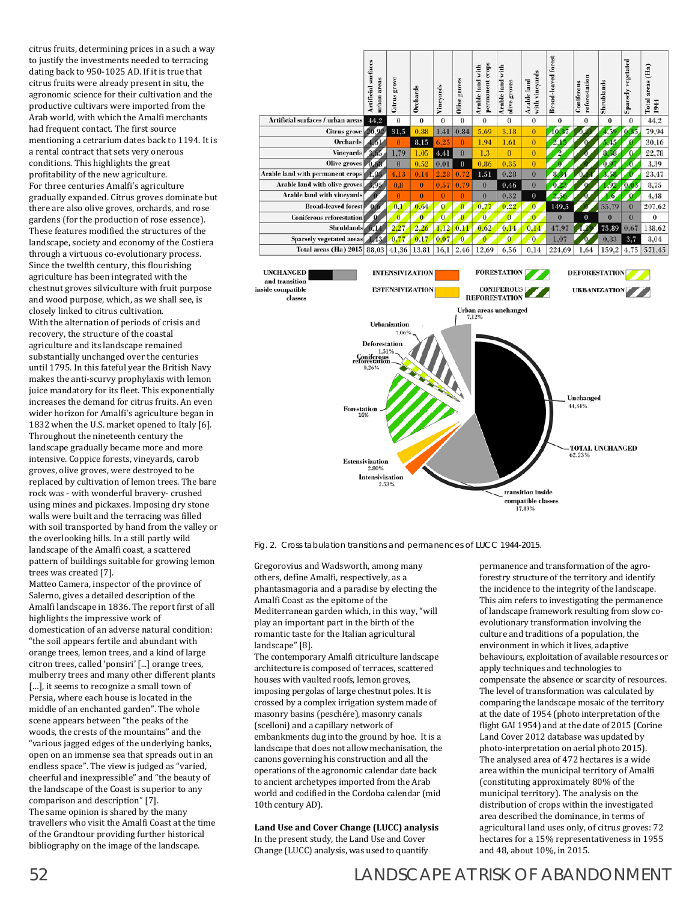citrus fruits, determining prices in a such a way to justify the investments needed to terracing dating back to 950-1025 AD. If it is true that citrus fruits were already present in situ, the agronomic science for their cultivation and the productive cultivars were imported from the Arab world, with which the Amalfi merchants had frequent contact. The first source mentioning a cetrarium dates back to 1194. It is a rental contract that sets very onerous conditions. This highlights the great profitability of the new agriculture.

For three centuries Amalfi's agriculture gradually expanded. Citrus groves dominate but there are also olive groves, orchards, and rose gardens (for the production of rose essence). These features modified the structures of the landscape, society and economy of the Costiera through a virtuous co-evolutionary process. Since the twelfth century, this flourishing agriculture has been integrated with the chestnut groves silviculture with fruit purpose and wood purpose, which, as we shall see, is closely linked to citrus cultivation.

With the alternation of periods of crisis and recovery, the structure of the coastal agriculture and its landscape remained substantially unchanged over the centuries until 1795. In this fateful year the British Navy makes the anti-scurvy prophylaxis with lemon juice mandatory for its fleet. This exponentially increases the demand for citrus fruits. An even wider horizon for Amalfi's agriculture began in 1832 when the U.S. market opened to Italy [6]. Throughout the nineteenth century the landscape gradually became more and more intensive. Coppice forests, vineyards, carob groves, olive groves, were destroyed to be replaced by cultivation of lemon trees. The bare rock was - with wonderful bravery- crushed using mines and pickaxes. Imposing dry stone walls were built and the terracing was filled with soil transported by hand from the valley or the overlooking hills. In a still partly wild landscape of the Amalfi coast, a scattered pattern of buildings suitable for growing lemon trees was created [7].

Matteo Camera, inspector of the province of Salerno, gives a detailed description of the Amalfi landscape in 1836. The report first of all highlights the impressive work of domestication of an adverse natural condition: "the soil appears fertile and abundant with orange trees, lemon trees, and a kind of large citron trees, called 'ponsiri' [...] orange trees, mulberry trees and many other different plants [...], it seems to recognize a small town of Persia, where each house is located in the middle of an enchanted garden". The whole scene appears between "the peaks of the woods, the crests of the mountains" and the "various jagged edges of the underlying banks, open on an immense sea that spreads out in an endless space". The view is judged as "varied, cheerful and inexpressible" and "the beauty of the landscape of the Coast is superior to any comparison and description" [7].

The same opinion is shared by the many travellers who visit the Amalfi Coast at the time of the Grandtour providing further historical bibliography on the image of the landscape.

| | Artificial surfaces urban areas | Citrus grove | Orchards | Vineyards | Olive groves | Arable land with permanent crops | Arable land with olive groves | Arable land with vineyards | Broad-leaved forest | Coniferous reforestation | Shrublands | Sparsely vegetated | Total areas (Ha) 1944 |
|---|---|---|---|---|---|---|---|---|---|---|---|---|---|
| Artificial surfaces / urban areas | 44,2 | 0 | 0 | 0 | 0 | 0 | 0 | 0 | 0 | 0 | 0 | 0 | 44,2 |
| Citrus grove | 20,99 | 31,5 | 0,88 | 1,41 | 0,84 | 5,69 | 3,18 | 0 | 10,37 | 0,21 | 4,59 | 0,35 | 79,94 |
| Orchards | 1,61 | 0 | 8,15 | 6,25 | 0 | 1,94 | 1,61 | 0 | 2,15 | 0 | 5,45 | 0 | 30,16 |
| Vineyards | 3,65 | 1,79 | 1,05 | 4,41 | 0 | 1,3 | 0 | 0 | 2 | 0 | 8,58 | 0 | 22,78 |
| Olive groves | 0,68 | 0 | 0,52 | 0,01 | 0 | 0,86 | 0,35 | 0 | 0 | 0 | 0,97 | 0 | 3,39 |
| Arable land with permanent crops | 1,86 | 4,13 | 0,14 | 2,28 | 0,72 | 1,51 | 0,23 | 0 | 8,84 | 0,14 | 3,58 | 0 | 23,47 |
| Arable land with olive groves | 4,95 | 0,8 | 0 | 0,57 | 0,79 | 0 | 0,46 | 0 | 0,23 | 0 | 1,92 | 0,03 | 8,75 |
| Arable land with vineyards | 0 | 0 | 0 | 0 | 0 | 0 | 0,32 | 0 | 2,56 | 0 | 1,6 | 0 | 4,48 |
| Broad-leaved forest | 0,6 | 0,1 | 0,64 | 0 | 0 | 0,77 | 0,22 | 0 | 149,5 | 0 | 55,79 | 0 | 207,62 |
| Coniferous reforestation | 0 | 0 | 0 | 0 | 0 | 0 | 0 | 0 | 0 | 0 | 0 | 0 | 0 |
| Shrublands | 0,14 | 2,27 | 2,26 | 1,12 | 0,11 | 0,62 | 0,14 | 0,14 | 47,97 | 1,29 | 75,89 | 0,67 | 138,62 |
| Sparsely vegetated areas | 1,43 | 0,77 | 0,17 | 0,07 | 0 | 0 | 0 | 0 | 1,07 | 0 | 0,83 | 3,7 | 8,04 |
| Total areas (Ha) 2015 | 88,03 | 41,36 | 13,81 | 16,1 | 2,46 | 12,69 | 6,56 | 0,14 | 224,69 | 1,64 | 159,2 | 4,75 | 571,45 |

UNCHANGED and transition inside compatible classes — INTENSIVIZATION — ESTENSIVIZATION — FORESTATION — CONIFEROUS REFORESTATION — DEFORESTATION — URBANIZATION

Urban areas unchanged 7,12%; Urbanization 7,06%; Deforestation 1,51%; Coniferous reforestation 0,26%; Forestation 16%; Estensivization 2,80%; Intensivization 2,53%; transition inside compatible classes 17,89%; Unchanged 44,34%; TOTAL UNCHANGED 62,23%

Fig. 2. Cross tabulation transitions and permanences of LUCC 1944-2015.

Gregorovius and Wadsworth, among many others, define Amalfi, respectively, as a phantasmagoria and a paradise by electing the Amalfi Coast as the epitome of the Mediterranean garden which, in this way, "will play an important part in the birth of the romantic taste for the Italian agricultural landscape" [8].

The contemporary Amalfi citriculture landscape architecture is composed of terraces, scattered houses with vaulted roofs, lemon groves, imposing pergolas of large chestnut poles. It is crossed by a complex irrigation system made of masonry basins (peschére), masonry canals (scelloni) and a capillary network of embankments dug into the ground by hoe. It is a landscape that does not allow mechanisation, the canons governing his construction and all the operations of the agronomic calendar date back to ancient archetypes imported from the Arab world and codified in the Cordoba calendar (mid 10th century AD).

**Land Use and Cover Change (LUCC) analysis**

In the present study, the Land Use and Cover Change (LUCC) analysis, was used to quantify permanence and transformation of the agro-forestry structure of the territory and identify the incidence to the integrity of the landscape. This aim refers to investigating the permanence of landscape framework resulting from slow co-evolutionary transformation involving the culture and traditions of a population, the environment in which it lives, adaptive behaviours, exploitation of available resources or apply techniques and technologies to compensate the absence or scarcity of resources. The level of transformation was calculated by comparing the landscape mosaic of the territory at the date of 1954 (photo interpretation of the flight GAI 1954) and at the date of 2015 (Corine Land Cover 2012 database was updated by photo-interpretation on aerial photo 2015). The analysed area of 472 hectares is a wide area within the municipal territory of Amalfi (constituting approximately 80% of the municipal territory). The analysis on the distribution of crops within the investigated area described the dominance, in terms of agricultural land uses only, of citrus groves: 72 hectares for a 15% representativeness in 1955 and 48, about 10%, in 2015.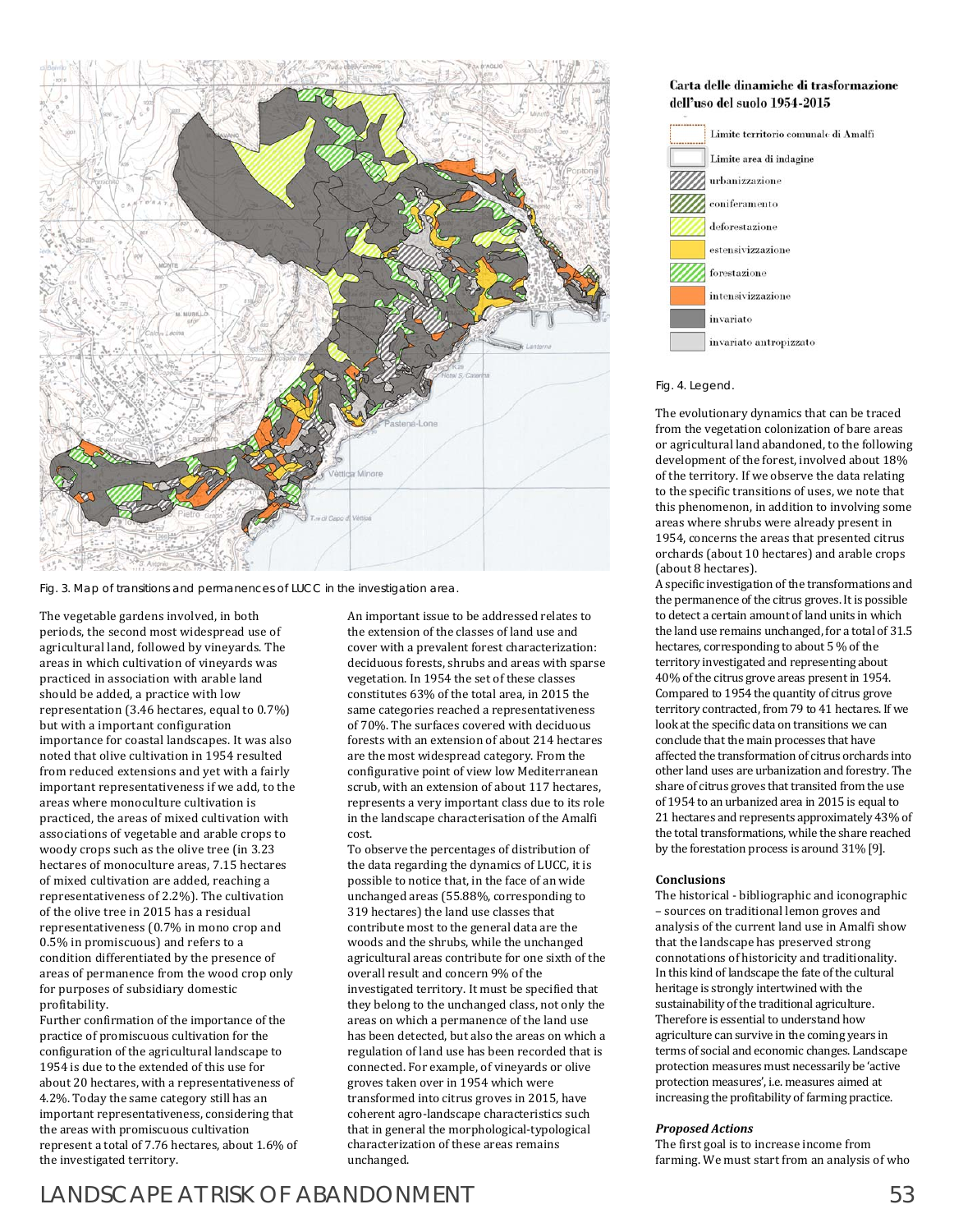Fig. 3. Map of transitions and permanences of LUCC in the investigation area.

**Carta delle dinamiche di trasformazione dell'uso del suolo 1954-2015**

- Limite territorio comunale di Amalfi
- Limite area di indagine
- urbanizzazione
- coniferamento
- deforestazione
- estensivizzazione
- forestazione
- intensivizzazione
- invariato
- invariato antropizzato

Fig. 4. Legend.

The vegetable gardens involved, in both periods, the second most widespread use of agricultural land, followed by vineyards. The areas in which cultivation of vineyards was practiced in association with arable land should be added, a practice with low representation (3.46 hectares, equal to 0.7%) but with a important configuration importance for coastal landscapes. It was also noted that olive cultivation in 1954 resulted from reduced extensions and yet with a fairly important representativeness if we add, to the areas where monoculture cultivation is practiced, the areas of mixed cultivation with associations of vegetable and arable crops to woody crops such as the olive tree (in 3.23 hectares of monoculture areas, 7.15 hectares of mixed cultivation are added, reaching a representativeness of 2.2%). The cultivation of the olive tree in 2015 has a residual representativeness (0.7% in mono crop and 0.5% in promiscuous) and refers to a condition differentiated by the presence of areas of permanence from the wood crop only for purposes of subsidiary domestic profitability.

Further confirmation of the importance of the practice of promiscuous cultivation for the configuration of the agricultural landscape to 1954 is due to the extended of this use for about 20 hectares, with a representativeness of 4.2%. Today the same category still has an important representativeness, considering that the areas with promiscuous cultivation represent a total of 7.76 hectares, about 1.6% of the investigated territory.

An important issue to be addressed relates to the extension of the classes of land use and cover with a prevalent forest characterization: deciduous forests, shrubs and areas with sparse vegetation. In 1954 the set of these classes constitutes 63% of the total area, in 2015 the same categories reached a representativeness of 70%. The surfaces covered with deciduous forests with an extension of about 214 hectares are the most widespread category. From the configurative point of view low Mediterranean scrub, with an extension of about 117 hectares, represents a very important class due to its role in the landscape characterisation of the Amalfi cost.

To observe the percentages of distribution of the data regarding the dynamics of LUCC, it is possible to notice that, in the face of an wide unchanged areas (55.88%, corresponding to 319 hectares) the land use classes that contribute most to the general data are the woods and the shrubs, while the unchanged agricultural areas contribute for one sixth of the overall result and concern 9% of the investigated territory. It must be specified that they belong to the unchanged class, not only the areas on which a permanence of the land use has been detected, but also the areas on which a regulation of land use has been recorded that is connected. For example, of vineyards or olive groves taken over in 1954 which were transformed into citrus groves in 2015, have coherent agro-landscape characteristics such that in general the morphological-typological characterization of these areas remains unchanged.

The evolutionary dynamics that can be traced from the vegetation colonization of bare areas or agricultural land abandoned, to the following development of the forest, involved about 18% of the territory. If we observe the data relating to the specific transitions of uses, we note that this phenomenon, in addition to involving some areas where shrubs were already present in 1954, concerns the areas that presented citrus orchards (about 10 hectares) and arable crops (about 8 hectares).

A specific investigation of the transformations and the permanence of the citrus groves. It is possible to detect a certain amount of land units in which the land use remains unchanged, for a total of 31.5 hectares, corresponding to about 5 % of the territory investigated and representing about 40% of the citrus grove areas present in 1954. Compared to 1954 the quantity of citrus grove territory contracted, from 79 to 41 hectares. If we look at the specific data on transitions we can conclude that the main processes that have affected the transformation of citrus orchards into other land uses are urbanization and forestry. The share of citrus groves that transited from the use of 1954 to an urbanized area in 2015 is equal to 21 hectares and represents approximately 43% of the total transformations, while the share reached by the forestation process is around 31% [9].

## Conclusions

The historical - bibliographic and iconographic – sources on traditional lemon groves and analysis of the current land use in Amalfi show that the landscape has preserved strong connotations of historicity and traditionality. In this kind of landscape the fate of the cultural heritage is strongly intertwined with the sustainability of the traditional agriculture. Therefore is essential to understand how agriculture can survive in the coming years in terms of social and economic changes. Landscape protection measures must necessarily be 'active protection measures', i.e. measures aimed at increasing the profitability of farming practice.

### *Proposed Actions*

The first goal is to increase income from farming. We must start from an analysis of who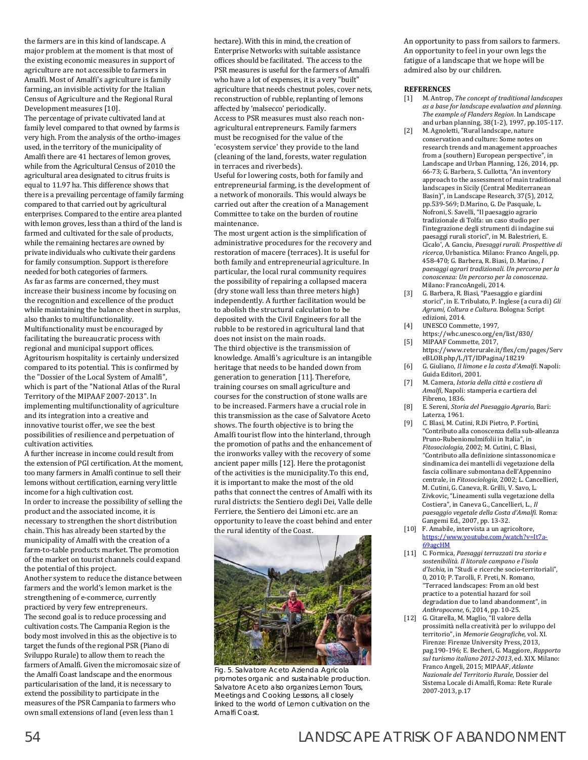the farmers are in this kind of landscape. A major problem at the moment is that most of the existing economic measures in support of agriculture are not accessible to farmers in Amalfi. Most of Amalfi's agriculture is family farming, an invisible activity for the Italian Census of Agriculture and the Regional Rural Development measures [10].

The percentage of private cultivated land at family level compared to that owned by farms is very high. From the analysis of the ortho-images used, in the territory of the municipality of Amalfi there are 41 hectares of lemon groves, while from the Agricultural Census of 2010 the agricultural area designated to citrus fruits is equal to 11.97 ha. This difference shows that there is a prevailing percentage of family farming compared to that carried out by agricultural enterprises. Compared to the entire area planted with lemon groves, less than a third of the land is farmed and cultivated for the sale of products, while the remaining hectares are owned by private individuals who cultivate their gardens for family consumption. Support is therefore needed for both categories of farmers.

As far as farms are concerned, they must increase their business income by focusing on the recognition and excellence of the product while maintaining the balance sheet in surplus, also thanks to multifunctionality.

Multifunctionality must be encouraged by facilitating the bureaucratic process with regional and municipal support offices.

Agritourism hospitality is certainly undersized compared to its potential. This is confirmed by the "Dossier of the Local System of Amalfi", which is part of the "National Atlas of the Rural Territory of the MIPAAF 2007-2013". In implementing multifunctionality of agriculture and its integration into a creative and innovative tourist offer, we see the best possibilities of resilience and perpetuation of cultivation activities.

A further increase in income could result from the extension of PGI certification. At the moment, too many farmers in Amalfi continue to sell their lemons without certification, earning very little income for a high cultivation cost.

In order to increase the possibility of selling the product and the associated income, it is necessary to strengthen the short distribution chain. This has already been started by the municipality of Amalfi with the creation of a farm-to-table products market. The promotion of the market on tourist channels could expand the potential of this project.

Another system to reduce the distance between farmers and the world's lemon market is the strengthening of e-commerce, currently practiced by very few entrepreneurs.

The second goal is to reduce processing and cultivation costs. The Campania Region is the body most involved in this as the objective is to target the funds of the regional PSR (Piano di Sviluppo Rurale) to allow them to reach the farmers of Amalfi. Given the micromosaic size of the Amalfi Coast landscape and the enormous particularisation of the land, it is necessary to extend the possibility to participate in the measures of the PSR Campania to farmers who own small extensions of land (even less than 1 hectare). With this in mind, the creation of Enterprise Networks with suitable assistance offices should be facilitated. The access to the PSR measures is useful for the farmers of Amalfi who have a lot of expenses, it is a very "built" agriculture that needs chestnut poles, cover nets, reconstruction of rubble, replanting of lemons affected by 'malsecco' periodically.

Access to PSR measures must also reach non-agricultural entrepreneurs. Family farmers must be recognised for the value of the 'ecosystem service' they provide to the land (cleaning of the land, forests, water regulation in terraces and riverbeds).

Useful for lowering costs, both for family and entrepreneurial farming, is the development of a network of monorails. This would always be carried out after the creation of a Management Committee to take on the burden of routine maintenance.

The most urgent action is the simplification of administrative procedures for the recovery and restoration of macere (terraces). It is useful for both family and entrepreneurial agriculture. In particular, the local rural community requires the possibility of repairing a collapsed macera (dry stone wall less than three meters high) independently. A further facilitation would be to abolish the structural calculation to be deposited with the Civil Engineers for all the rubble to be restored in agricultural land that does not insist on the main roads.

The third objective is the transmission of knowledge. Amalfi's agriculture is an intangible heritage that needs to be handed down from generation to generation [11]. Therefore, training courses on small agriculture and courses for the construction of stone walls are to be increased. Farmers have a crucial role in this transmission as the case of Salvatore Aceto shows. The fourth objective is to bring the Amalfi tourist flow into the hinterland, through the promotion of paths and the enhancement of the ironworks valley with the recovery of some ancient paper mills [12]. Here the protagonist of the activities is the municipality.To this end, it is important to make the most of the old paths that connect the centres of Amalfi with its rural districts: the Sentiero degli Dei, Valle delle Ferriere, the Sentiero dei Limoni etc. are an opportunity to leave the coast behind and enter the rural identity of the Coast.

Fig. 5. Salvatore Aceto Azienda Agricola promotes organic and sustainable production. Salvatore Aceto also organizes Lemon Tours, Meetings and Cooking Lessons, all closely linked to the world of Lemon cultivation on the Amalfi Coast.

An opportunity to pass from sailors to farmers. An opportunity to feel in your own legs the fatigue of a landscape that we hope will be admired also by our children.

## REFERENCES

[1] M. Antrop, *The concept of traditional landscapes as a base for landscape evaluation and planning. The example of Flanders Region.* In Landscape and urban planning, 38(1-2), 1997, pp.105-117.

[2] M. Agnoletti, "Rural landscape, nature conservation and culture: Some notes on research trends and management approaches from a (southern) European perspective", in Landscape and Urban Planning, 126, 2014, pp. 66-73; G. Barbera, S. Cullotta, "An inventory approach to the assessment of main traditional landscapes in Sicily (Central Mediterranean Basin)", in Landscape Research, 37(5), 2012, pp.539-569; D.Marino, G. De Pasquale, L. Nofroni, S. Savelli, "Il paesaggio agrario tradizionale di Tolfa: un caso studio per l'integrazione degli strumenti di indagine sui paesaggi rurali storici", in M. Balestrieri, E. Cicalo', A. Ganciu, *Paesaggi rurali. Prospettive di ricerca*, Urbanistica. Milano: Franco Angeli, pp. 458-470; G. Barbera, R. Biasi, D. Marino, *I paesaggi agrari tradizionali. Un percorso per la conoscenza: Un percorso per la conoscenza*. Milano: FrancoAngeli, 2014.

[3] G. Barbera, R. Biasi, "Paesaggio e giardini storici", in E. Tribulato, P. Inglese (a cura di) *Gli Agrumi, Coltura e Cultura.* Bologna: Script edizioni, 2014.

[4] UNESCO Commette, 1997, https://whc.unesco.org/en/list/830/

[5] MIPAAF Commette, 2017, https://www.reterurale.it/flex/cm/pages/ServeBLOB.php/L/IT/IDPagina/18219

[6] G. Giuliano, *Il limone e la costa d'Amalfi*. Napoli: Guida Editori, 2001.

[7] M. Camera, *Istoria della città e costiera di Amalfi*, Napoli: stamperia e cartiera del Fibreno, 1836.

[8] E. Sereni, *Storia del Paesaggio Agrario*, Bari: Laterza, 1961.

[9] C. Blasi, M. Cutini, R.Di Pietro, P. Fortini, "Contributo alla conoscenza della sub-alleanza Pruno-Rubenionulmifolii in Italia", in *Fitosociologia*, 2002; M. Cutini, C. Blasi, "Contributo alla definizione sintassonomica e sindinamica dei mantelli di vegetazione della fascia collinare submontana dell'Appennino centrale, in *Fitosociologia*, 2002; L. Cancellieri, M. Cutini, G. Caneva, R. Grilli, V. Savo, L. Zivkovic, "Lineamenti sulla vegetazione della Costiera", in Caneva G., Cancellieri, L., *Il paesaggio vegetale della Costa d'Amalfi.* Roma: Gangemi Ed., 2007, pp. 13-32.

[10] F. Amabile, intervista a un agricoltore, https://www.youtube.com/watch?v=It7a-69agcHM

[11] C. Formica, *Paesaggi terrazzati tra storia e sostenibilità. Il litorale campano e l'isola d'Ischia*, in "Studi e ricerche socio-territoriali", 0, 2010; P. Tarolli, F. Preti, N. Romano, "Terraced landscapes: From an old best practice to a potential hazard for soil degradation due to land abandonment", in *Anthropocene*, 6, 2014, pp. 10-25.

[12] G. Citarella, M. Maglio, "Il valore della prossimità nella creatività per lo sviluppo del territorio", in *Memorie Geografiche*, vol. XI. Firenze: Firenze University Press, 2013, pag.190-196; E. Becheri, G. Maggiore, *Rapporto sul turismo italiano 2012-2013*, ed. XIX. Milano: Franco Angeli, 2015; MIPAAF, *Atlante Nazionale del Territorio Rurale*, Dossier del Sistema Locale di Amalfi, Roma: Rete Rurale 2007-2013, p.17